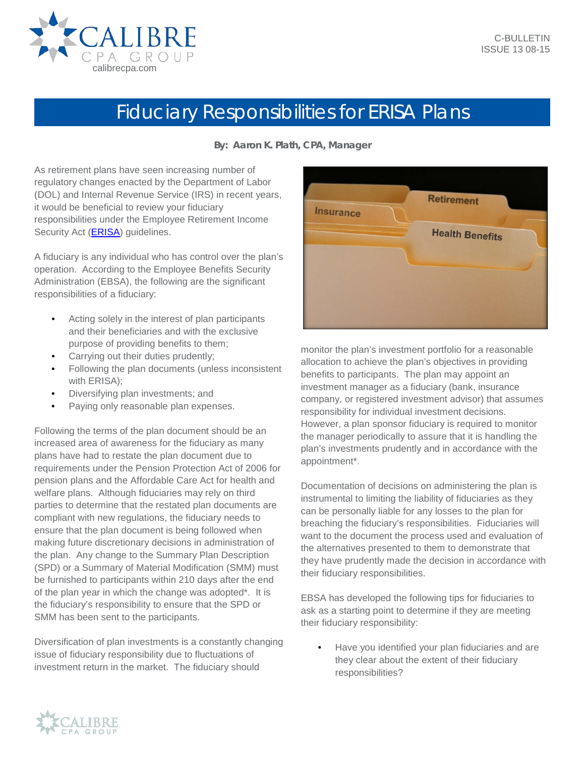C-BULLETIN
ISSUE 13 08-15

# Fiduciary Responsibilities for ERISA Plans

**By: Aaron K. Plath, CPA, Manager**

As retirement plans have seen increasing number of regulatory changes enacted by the Department of Labor (DOL) and Internal Revenue Service (IRS) in recent years, it would be beneficial to review your fiduciary responsibilities under the Employee Retirement Income Security Act (ERISA) guidelines.

A fiduciary is any individual who has control over the plan's operation. According to the Employee Benefits Security Administration (EBSA), the following are the significant responsibilities of a fiduciary:

- Acting solely in the interest of plan participants and their beneficiaries and with the exclusive purpose of providing benefits to them;
- Carrying out their duties prudently;
- Following the plan documents (unless inconsistent with ERISA);
- Diversifying plan investments; and
- Paying only reasonable plan expenses.

Following the terms of the plan document should be an increased area of awareness for the fiduciary as many plans have had to restate the plan document due to requirements under the Pension Protection Act of 2006 for pension plans and the Affordable Care Act for health and welfare plans. Although fiduciaries may rely on third parties to determine that the restated plan documents are compliant with new regulations, the fiduciary needs to ensure that the plan document is being followed when making future discretionary decisions in administration of the plan. Any change to the Summary Plan Description (SPD) or a Summary of Material Modification (SMM) must be furnished to participants within 210 days after the end of the plan year in which the change was adopted*. It is the fiduciary's responsibility to ensure that the SPD or SMM has been sent to the participants.

Diversification of plan investments is a constantly changing issue of fiduciary responsibility due to fluctuations of investment return in the market. The fiduciary should monitor the plan's investment portfolio for a reasonable allocation to achieve the plan's objectives in providing benefits to participants. The plan may appoint an investment manager as a fiduciary (bank, insurance company, or registered investment advisor) that assumes responsibility for individual investment decisions. However, a plan sponsor fiduciary is required to monitor the manager periodically to assure that it is handling the plan's investments prudently and in accordance with the appointment*.

Documentation of decisions on administering the plan is instrumental to limiting the liability of fiduciaries as they can be personally liable for any losses to the plan for breaching the fiduciary's responsibilities. Fiduciaries will want to the document the process used and evaluation of the alternatives presented to them to demonstrate that they have prudently made the decision in accordance with their fiduciary responsibilities.

EBSA has developed the following tips for fiduciaries to ask as a starting point to determine if they are meeting their fiduciary responsibility:

- Have you identified your plan fiduciaries and are they clear about the extent of their fiduciary responsibilities?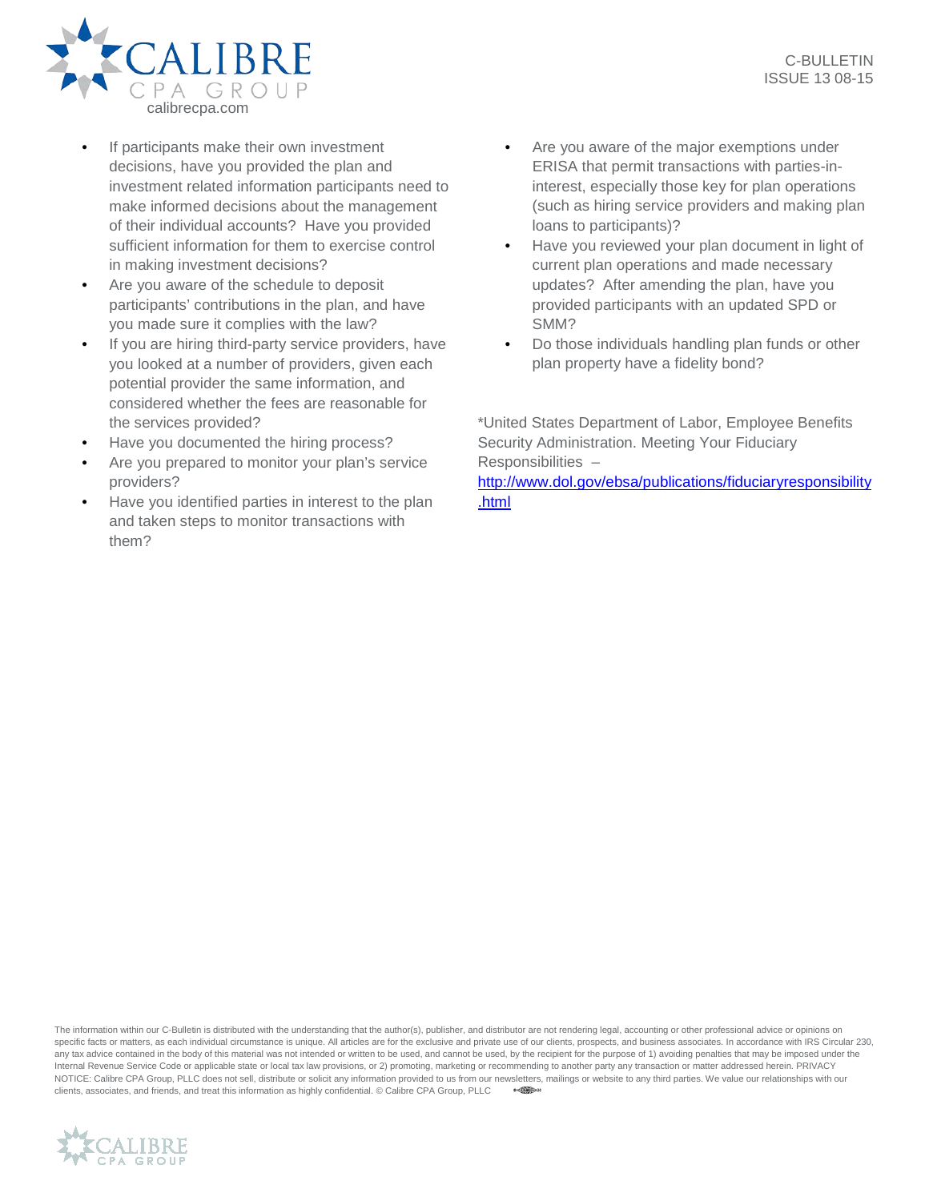- If participants make their own investment decisions, have you provided the plan and investment related information participants need to make informed decisions about the management of their individual accounts? Have you provided sufficient information for them to exercise control in making investment decisions?
- Are you aware of the schedule to deposit participants' contributions in the plan, and have you made sure it complies with the law?
- If you are hiring third-party service providers, have you looked at a number of providers, given each potential provider the same information, and considered whether the fees are reasonable for the services provided?
- Have you documented the hiring process?
- Are you prepared to monitor your plan's service providers?
- Have you identified parties in interest to the plan and taken steps to monitor transactions with them?
- Are you aware of the major exemptions under ERISA that permit transactions with parties-in-interest, especially those key for plan operations (such as hiring service providers and making plan loans to participants)?
- Have you reviewed your plan document in light of current plan operations and made necessary updates? After amending the plan, have you provided participants with an updated SPD or SMM?
- Do those individuals handling plan funds or other plan property have a fidelity bond?

*United States Department of Labor, Employee Benefits Security Administration. Meeting Your Fiduciary Responsibilities – http://www.dol.gov/ebsa/publications/fiduciaryresponsibility.html

The information within our C-Bulletin is distributed with the understanding that the author(s), publisher, and distributor are not rendering legal, accounting or other professional advice or opinions on specific facts or matters, as each individual circumstance is unique. All articles are for the exclusive and private use of our clients, prospects, and business associates. In accordance with IRS Circular 230, any tax advice contained in the body of this material was not intended or written to be used, and cannot be used, by the recipient for the purpose of 1) avoiding penalties that may be imposed under the Internal Revenue Service Code or applicable state or local tax law provisions, or 2) promoting, marketing or recommending to another party any transaction or matter addressed herein. PRIVACY NOTICE: Calibre CPA Group, PLLC does not sell, distribute or solicit any information provided to us from our newsletters, mailings or website to any third parties. We value our relationships with our clients, associates, and friends, and treat this information as highly confidential. © Calibre CPA Group, PLLC